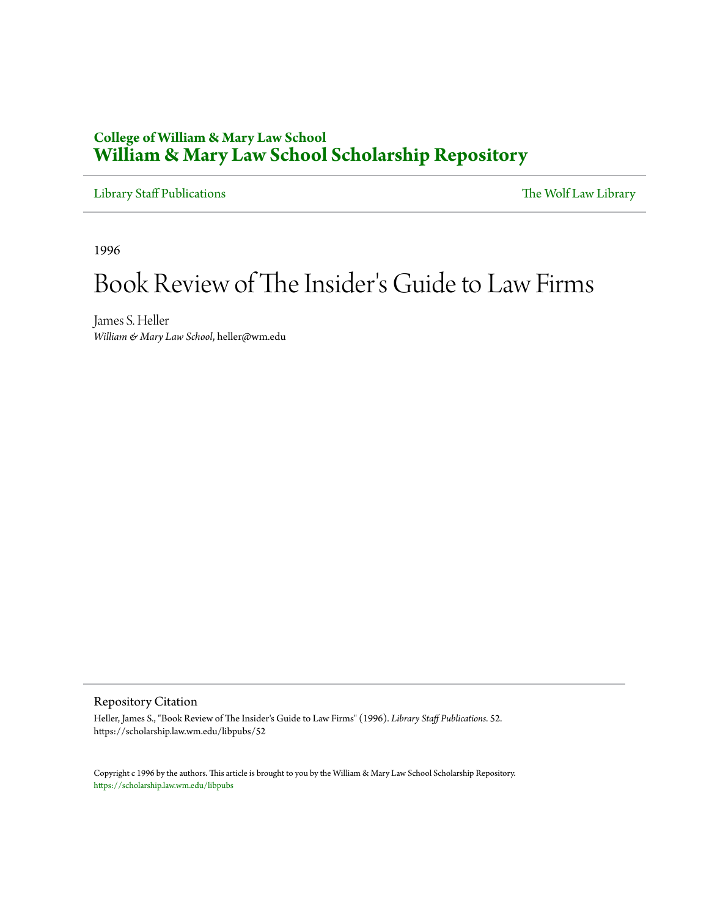**College of William & Mary Law School**
**William & Mary Law School Scholarship Repository**

Library Staff Publications | The Wolf Law Library

1996

# Book Review of The Insider's Guide to Law Firms

James S. Heller
*William & Mary Law School*, heller@wm.edu

## Repository Citation

Heller, James S., "Book Review of The Insider's Guide to Law Firms" (1996). *Library Staff Publications*. 52.
https://scholarship.law.wm.edu/libpubs/52

Copyright c 1996 by the authors. This article is brought to you by the William & Mary Law School Scholarship Repository.
https://scholarship.law.wm.edu/libpubs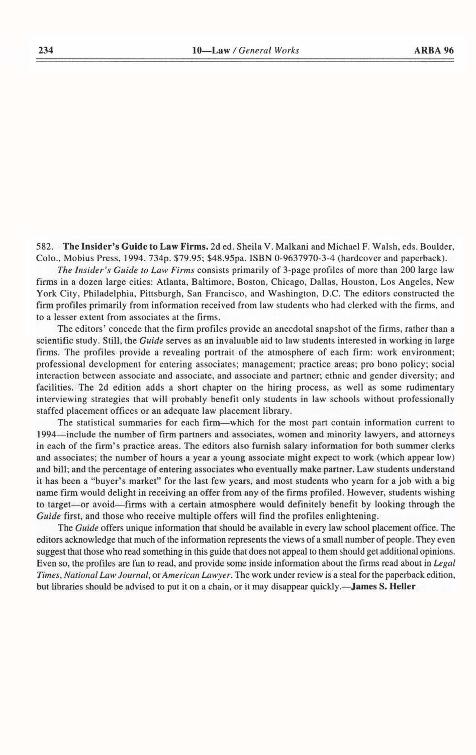582. **The Insider's Guide to Law Firms.** 2d ed. Sheila V. Malkani and Michael F. Walsh, eds. Boulder, Colo., Mobius Press, 1994. 734p. $79.95; $48.95pa. ISBN 0-9637970-3-4 (hardcover and paperback).

*The Insider's Guide to Law Firms* consists primarily of 3-page profiles of more than 200 large law firms in a dozen large cities: Atlanta, Baltimore, Boston, Chicago, Dallas, Houston, Los Angeles, New York City, Philadelphia, Pittsburgh, San Francisco, and Washington, D.C. The editors constructed the firm profiles primarily from information received from law students who had clerked with the firms, and to a lesser extent from associates at the firms.

The editors' concede that the firm profiles provide an anecdotal snapshot of the firms, rather than a scientific study. Still, the *Guide* serves as an invaluable aid to law students interested in working in large firms. The profiles provide a revealing portrait of the atmosphere of each firm: work environment; professional development for entering associates; management; practice areas; pro bono policy; social interaction between associate and associate, and associate and partner; ethnic and gender diversity; and facilities. The 2d edition adds a short chapter on the hiring process, as well as some rudimentary interviewing strategies that will probably benefit only students in law schools without professionally staffed placement offices or an adequate law placement library.

The statistical summaries for each firm—which for the most part contain information current to 1994—include the number of firm partners and associates, women and minority lawyers, and attorneys in each of the firm's practice areas. The editors also furnish salary information for both summer clerks and associates; the number of hours a year a young associate might expect to work (which appear low) and bill; and the percentage of entering associates who eventually make partner. Law students understand it has been a "buyer's market" for the last few years, and most students who yearn for a job with a big name firm would delight in receiving an offer from any of the firms profiled. However, students wishing to target—or avoid—firms with a certain atmosphere would definitely benefit by looking through the *Guide* first, and those who receive multiple offers will find the profiles enlightening.

The *Guide* offers unique information that should be available in every law school placement office. The editors acknowledge that much of the information represents the views of a small number of people. They even suggest that those who read something in this guide that does not appeal to them should get additional opinions. Even so, the profiles are fun to read, and provide some inside information about the firms read about in *Legal Times*, *National Law Journal*, or *American Lawyer*. The work under review is a steal for the paperback edition, but libraries should be advised to put it on a chain, or it may disappear quickly.—**James S. Heller**